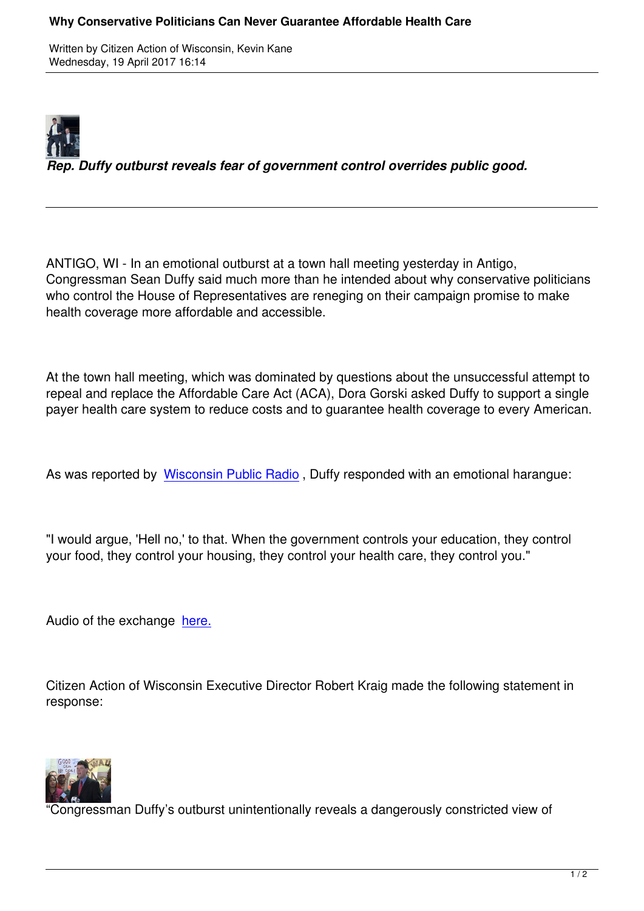# Why Conservative Politicians Can Never Guarantee Affordable Health Care

Written by Citizen Action of Wisconsin, Kevin Kane
Wednesday, 19 April 2017 16:14

***Rep. Duffy outburst reveals fear of government control overrides public good.***

---

ANTIGO, WI - In an emotional outburst at a town hall meeting yesterday in Antigo, Congressman Sean Duffy said much more than he intended about why conservative politicians who control the House of Representatives are reneging on their campaign promise to make health coverage more affordable and accessible.

At the town hall meeting, which was dominated by questions about the unsuccessful attempt to repeal and replace the Affordable Care Act (ACA), Dora Gorski asked Duffy to support a single payer health care system to reduce costs and to guarantee health coverage to every American.

As was reported by Wisconsin Public Radio , Duffy responded with an emotional harangue:

"I would argue, 'Hell no,' to that. When the government controls your education, they control your food, they control your housing, they control your health care, they control you."

Audio of the exchange here.

Citizen Action of Wisconsin Executive Director Robert Kraig made the following statement in response:

"Congressman Duffy's outburst unintentionally reveals a dangerously constricted view of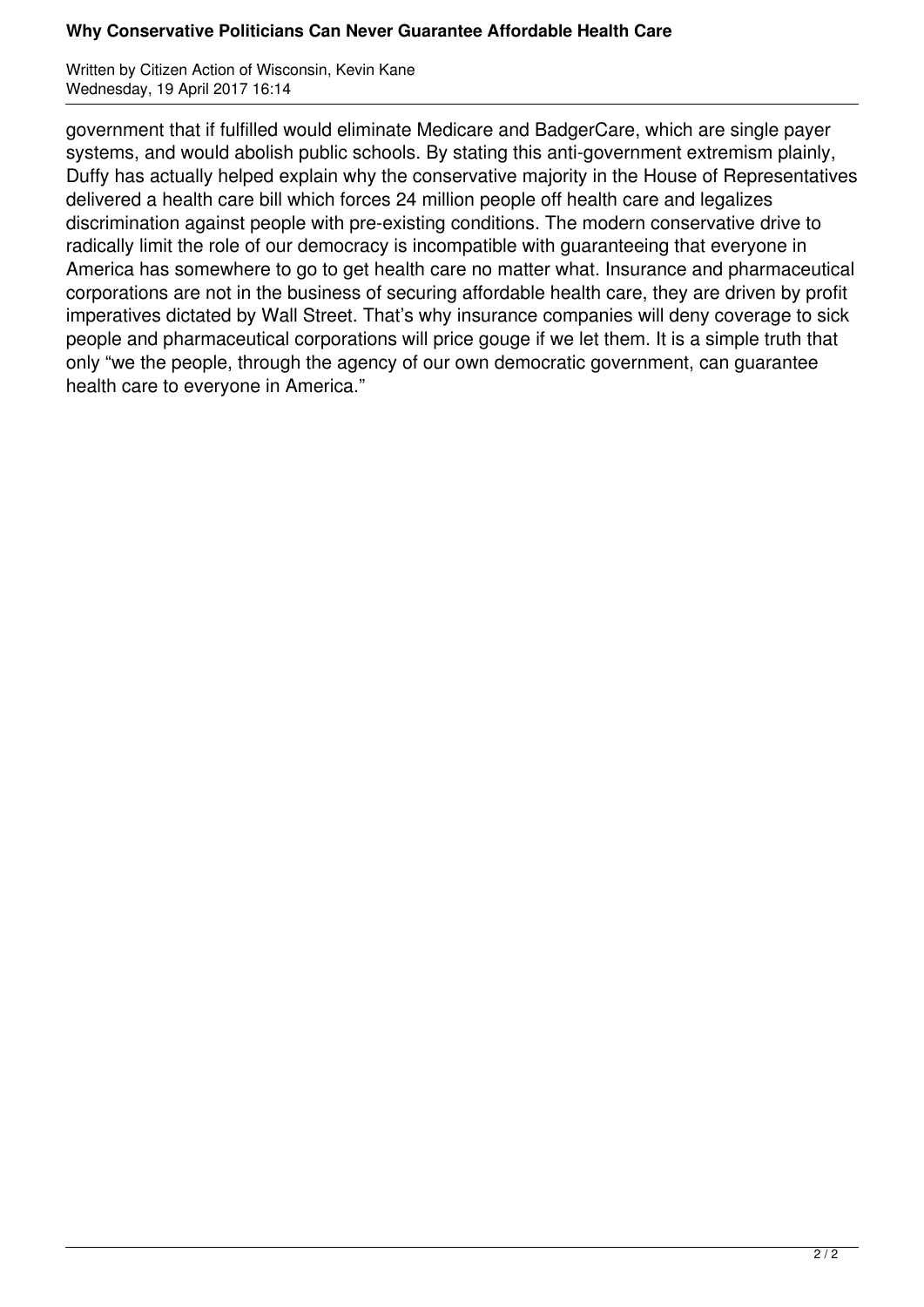government that if fulfilled would eliminate Medicare and BadgerCare, which are single payer systems, and would abolish public schools. By stating this anti-government extremism plainly, Duffy has actually helped explain why the conservative majority in the House of Representatives delivered a health care bill which forces 24 million people off health care and legalizes discrimination against people with pre-existing conditions. The modern conservative drive to radically limit the role of our democracy is incompatible with guaranteeing that everyone in America has somewhere to go to get health care no matter what. Insurance and pharmaceutical corporations are not in the business of securing affordable health care, they are driven by profit imperatives dictated by Wall Street. That's why insurance companies will deny coverage to sick people and pharmaceutical corporations will price gouge if we let them. It is a simple truth that only "we the people, through the agency of our own democratic government, can guarantee health care to everyone in America."